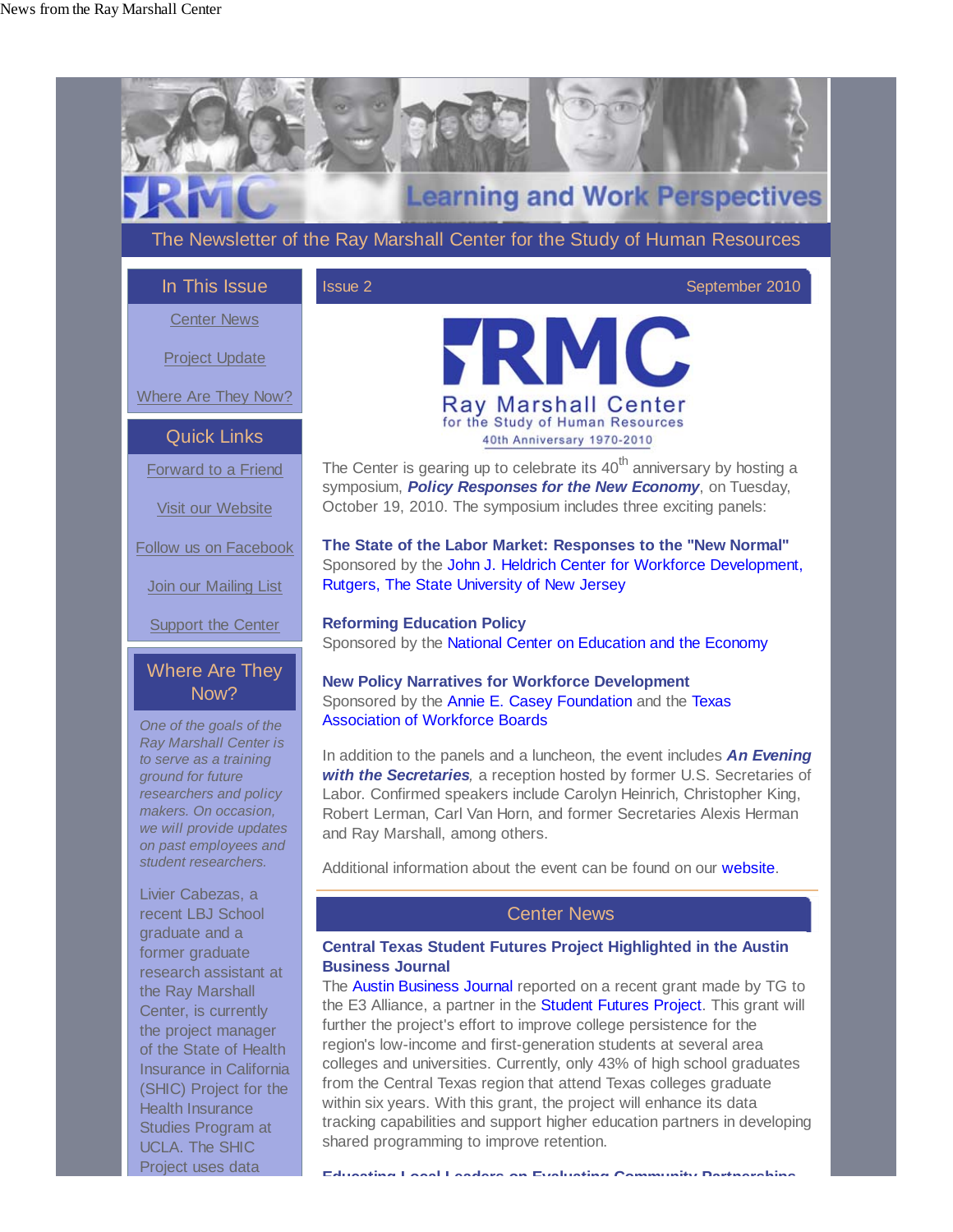News from the Ray Marshall Center

# Learning and Work Perspectives

The Newsletter of the Ray Marshall Center for the Study of Human Resources

## In This Issue

Center News

Project Update

Where Are They Now?

## Quick Links

Forward to a Friend

Visit our Website

Follow us on Facebook

Join our Mailing List

Support the Center

## Where Are They Now?

*One of the goals of the Ray Marshall Center is to serve as a training ground for future researchers and policy makers. On occasion, we will provide updates on past employees and student researchers.*

Livier Cabezas, a recent LBJ School graduate and a former graduate research assistant at the Ray Marshall Center, is currently the project manager of the State of Health Insurance in California (SHIC) Project for the Health Insurance Studies Program at UCLA. The SHIC Project uses data

Issue 2 September 2010

RMC
Ray Marshall Center
for the Study of Human Resources
40th Anniversary 1970-2010

The Center is gearing up to celebrate its 40th anniversary by hosting a symposium, ***Policy Responses for the New Economy***, on Tuesday, October 19, 2010. The symposium includes three exciting panels:

**The State of the Labor Market: Responses to the "New Normal"**
Sponsored by the John J. Heldrich Center for Workforce Development, Rutgers, The State University of New Jersey

**Reforming Education Policy**
Sponsored by the National Center on Education and the Economy

**New Policy Narratives for Workforce Development**
Sponsored by the Annie E. Casey Foundation and the Texas Association of Workforce Boards

In addition to the panels and a luncheon, the event includes ***An Evening with the Secretaries***, a reception hosted by former U.S. Secretaries of Labor. Confirmed speakers include Carolyn Heinrich, Christopher King, Robert Lerman, Carl Van Horn, and former Secretaries Alexis Herman and Ray Marshall, among others.

Additional information about the event can be found on our website.

## Center News

**Central Texas Student Futures Project Highlighted in the Austin Business Journal**
The Austin Business Journal reported on a recent grant made by TG to the E3 Alliance, a partner in the Student Futures Project. This grant will further the project's effort to improve college persistence for the region's low-income and first-generation students at several area colleges and universities. Currently, only 43% of high school graduates from the Central Texas region that attend Texas colleges graduate within six years. With this grant, the project will enhance its data tracking capabilities and support higher education partners in developing shared programming to improve retention.

**Educating Local Leaders on Evaluating Community Partnerships**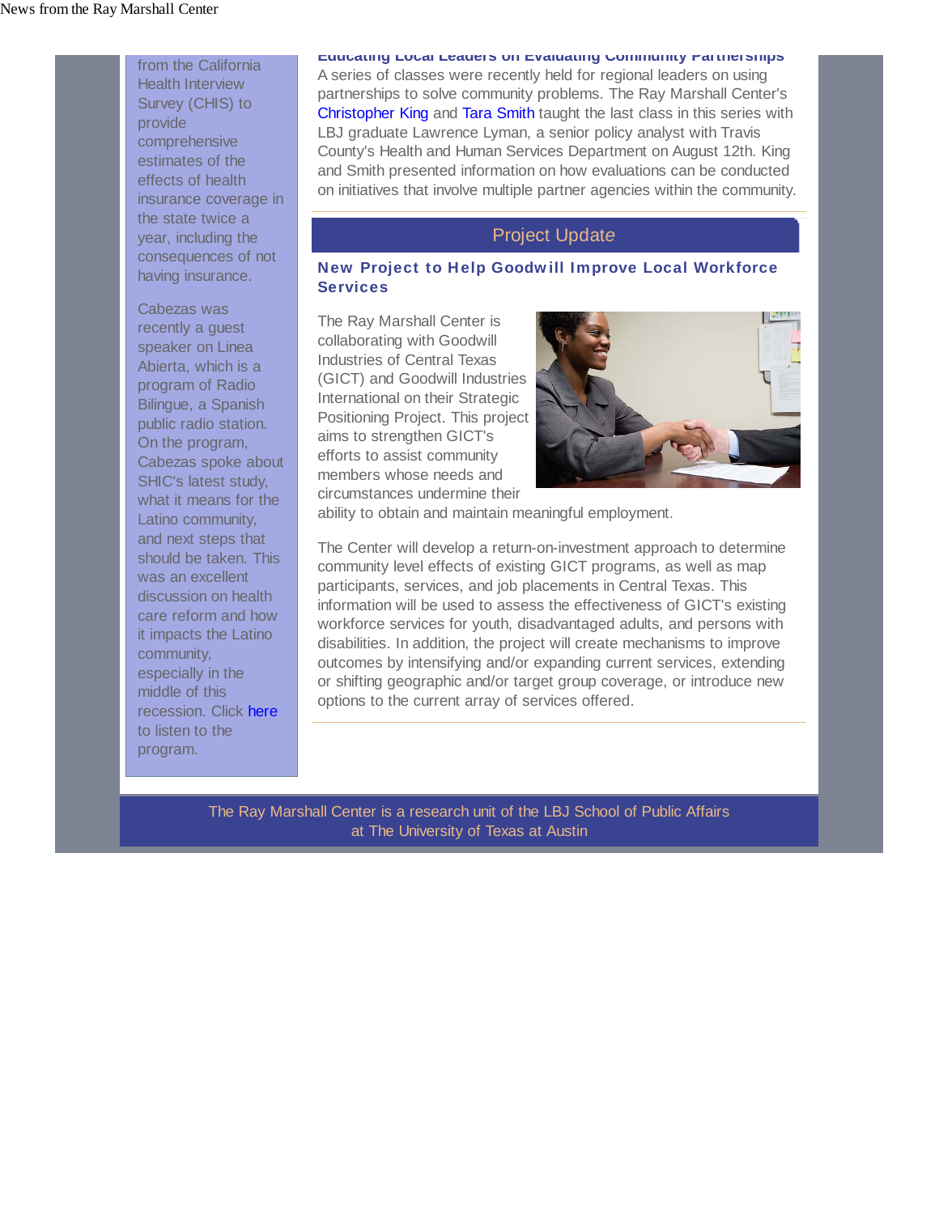from the California Health Interview Survey (CHIS) to provide comprehensive estimates of the effects of health insurance coverage in the state twice a year, including the consequences of not having insurance.

Cabezas was recently a guest speaker on Linea Abierta, which is a program of Radio Bilingue, a Spanish public radio station. On the program, Cabezas spoke about SHIC's latest study, what it means for the Latino community, and next steps that should be taken. This was an excellent discussion on health care reform and how it impacts the Latino community, especially in the middle of this recession. Click here to listen to the program.

### Educating Local Leaders on Evaluating Community Partnerships

A series of classes were recently held for regional leaders on using partnerships to solve community problems. The Ray Marshall Center's Christopher King and Tara Smith taught the last class in this series with LBJ graduate Lawrence Lyman, a senior policy analyst with Travis County's Health and Human Services Department on August 12th. King and Smith presented information on how evaluations can be conducted on initiatives that involve multiple partner agencies within the community.

## Project Update

### New Project to Help Goodwill Improve Local Workforce Services

The Ray Marshall Center is collaborating with Goodwill Industries of Central Texas (GICT) and Goodwill Industries International on their Strategic Positioning Project. This project aims to strengthen GICT's efforts to assist community members whose needs and circumstances undermine their ability to obtain and maintain meaningful employment.

The Center will develop a return-on-investment approach to determine community level effects of existing GICT programs, as well as map participants, services, and job placements in Central Texas. This information will be used to assess the effectiveness of GICT's existing workforce services for youth, disadvantaged adults, and persons with disabilities. In addition, the project will create mechanisms to improve outcomes by intensifying and/or expanding current services, extending or shifting geographic and/or target group coverage, or introduce new options to the current array of services offered.

The Ray Marshall Center is a research unit of the LBJ School of Public Affairs at The University of Texas at Austin